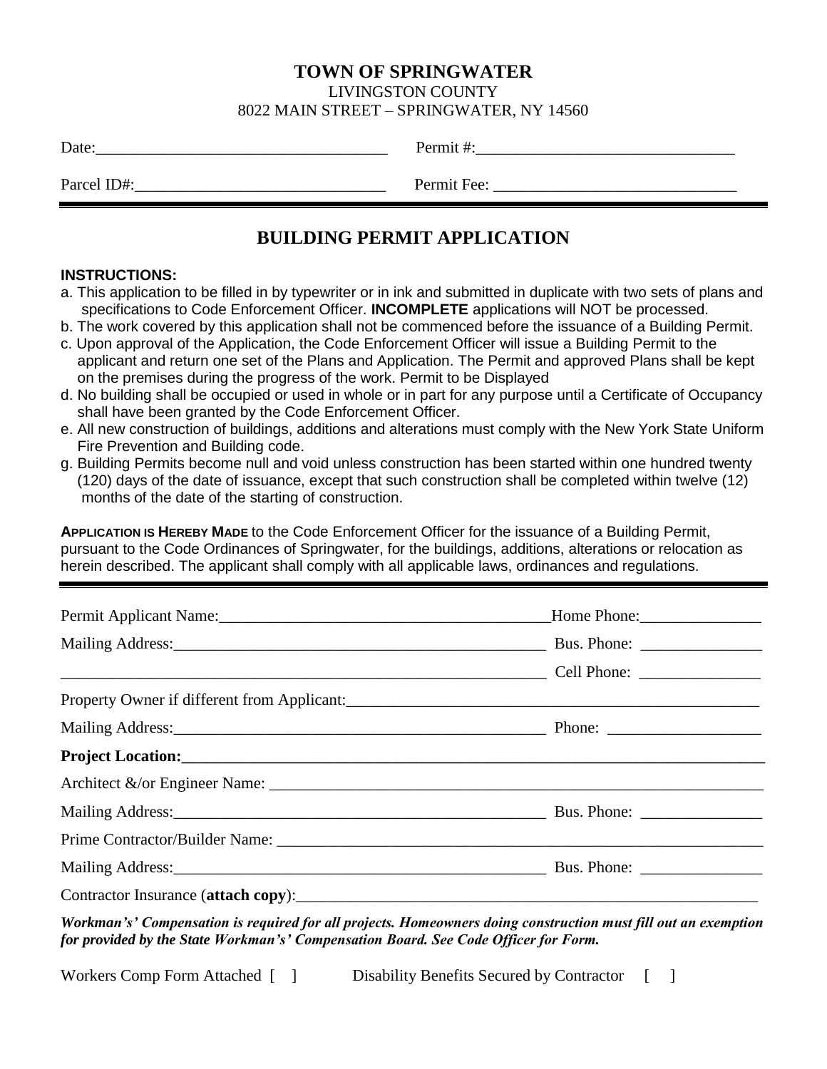# TOWN OF SPRINGWATER

LIVINGSTON COUNTY
8022 MAIN STREET – SPRINGWATER, NY 14560

Date:___________________________________ Permit #:_______________________________

Parcel ID#:______________________________ Permit Fee: _____________________________

---

## BUILDING PERMIT APPLICATION

**INSTRUCTIONS:**

a. This application to be filled in by typewriter or in ink and submitted in duplicate with two sets of plans and specifications to Code Enforcement Officer. **INCOMPLETE** applications will NOT be processed.
b. The work covered by this application shall not be commenced before the issuance of a Building Permit.
c. Upon approval of the Application, the Code Enforcement Officer will issue a Building Permit to the applicant and return one set of the Plans and Application. The Permit and approved Plans shall be kept on the premises during the progress of the work. Permit to be Displayed
d. No building shall be occupied or used in whole or in part for any purpose until a Certificate of Occupancy shall have been granted by the Code Enforcement Officer.
e. All new construction of buildings, additions and alterations must comply with the New York State Uniform Fire Prevention and Building code.
g. Building Permits become null and void unless construction has been started within one hundred twenty (120) days of the date of issuance, except that such construction shall be completed within twelve (12) months of the date of the starting of construction.

**APPLICATION IS HEREBY MADE** to the Code Enforcement Officer for the issuance of a Building Permit, pursuant to the Code Ordinances of Springwater, for the buildings, additions, alterations or relocation as herein described. The applicant shall comply with all applicable laws, ordinances and regulations.

---

Permit Applicant Name:__________________________________________Home Phone:_______________

Mailing Address:_______________________________________________ Bus. Phone: _______________

_____________________________________________________________ Cell Phone: _______________

Property Owner if different from Applicant:_____________________________________________________

Mailing Address:_______________________________________________ Phone: ___________________

**Project Location:____________________________________________________________________________**

Architect &/or Engineer Name: _____________________________________________________________

Mailing Address:_______________________________________________ Bus. Phone: _______________

Prime Contractor/Builder Name: ____________________________________________________________

Mailing Address:_______________________________________________ Bus. Phone: _______________

Contractor Insurance (**attach copy**):_________________________________________________________

***Workman's' Compensation is required for all projects. Homeowners doing construction must fill out an exemption for provided by the State Workman's' Compensation Board. See Code Officer for Form.***

Workers Comp Form Attached [ ]     Disability Benefits Secured by Contractor [ ]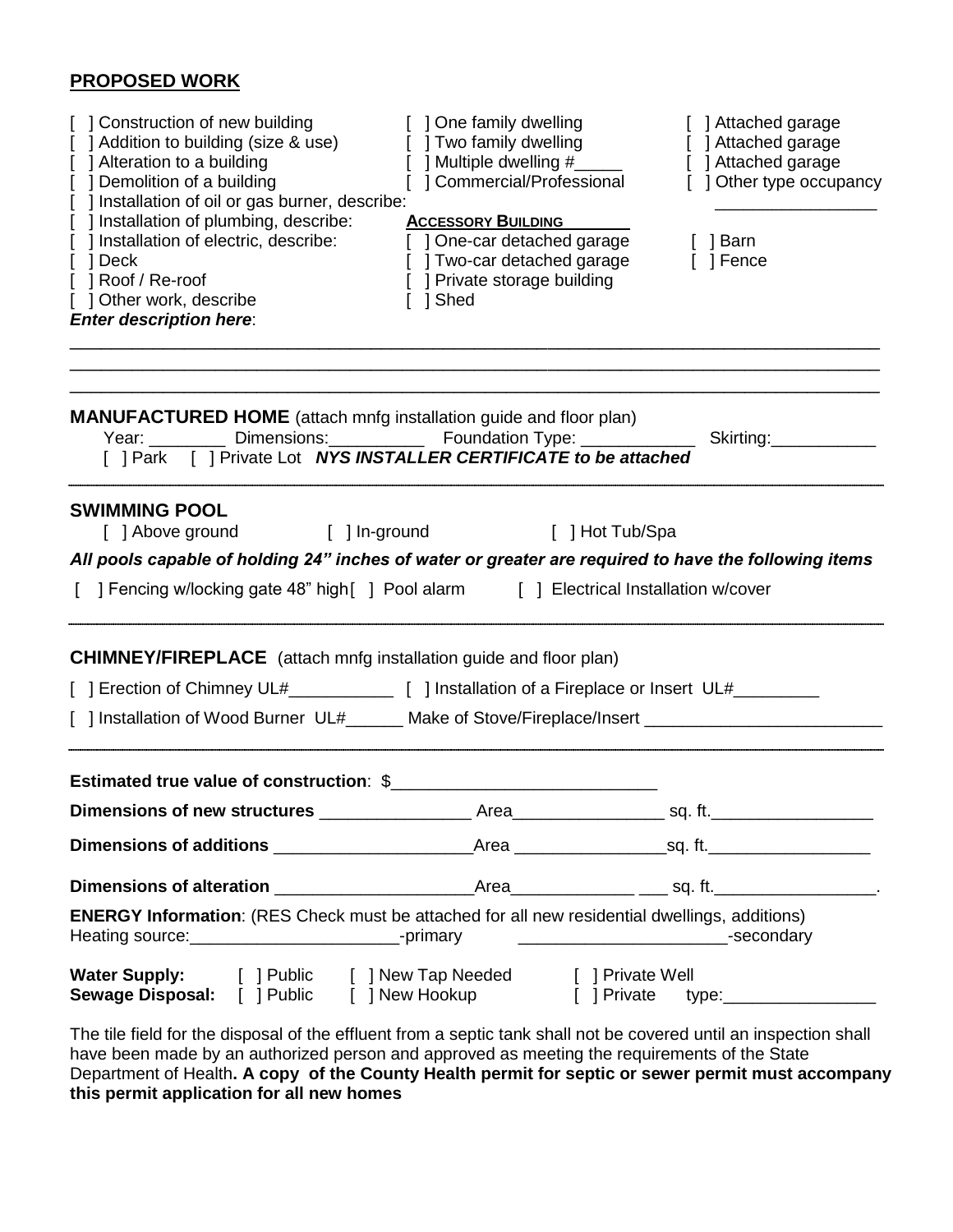## PROPOSED WORK

[ ] Construction of new building
[ ] Addition to building (size & use)
[ ] Alteration to a building
[ ] Demolition of a building
[ ] Installation of oil or gas burner, describe:
[ ] Installation of plumbing, describe:
[ ] Installation of electric, describe:
[ ] Deck
[ ] Roof / Re-roof
[ ] Other work, describe

[ ] One family dwelling
[ ] Two family dwelling
[ ] Multiple dwelling #_____
[ ] Commercial/Professional

[ ] Attached garage
[ ] Attached garage
[ ] Attached garage
[ ] Other type occupancy
_________________

**ACCESSORY BUILDING**

[ ] One-car detached garage
[ ] Two-car detached garage
[ ] Private storage building
[ ] Shed

[ ] Barn
[ ] Fence

***Enter description here***:

_______________________________________________________________________________

_______________________________________________________________________________

_______________________________________________________________________________

**MANUFACTURED HOME** (attach mnfg installation guide and floor plan)

Year: ________ Dimensions:__________ Foundation Type: ____________ Skirting:___________

[ ] Park [ ] Private Lot ***NYS INSTALLER CERTIFICATE to be attached***

**SWIMMING POOL**

[ ] Above ground [ ] In-ground [ ] Hot Tub/Spa

***All pools capable of holding 24" inches of water or greater are required to have the following items***

[ ] Fencing w/locking gate 48" high [ ] Pool alarm [ ] Electrical Installation w/cover

**CHIMNEY/FIREPLACE** (attach mnfg installation guide and floor plan)

[ ] Erection of Chimney UL#___________ [ ] Installation of a Fireplace or Insert UL#_________

[ ] Installation of Wood Burner UL#______ Make of Stove/Fireplace/Insert ________________________

**Estimated true value of construction**: $___________________________

**Dimensions of new structures** ________________ Area________________ sq. ft._________________

**Dimensions of additions** ____________________Area ________________sq. ft._________________

**Dimensions of alteration** ____________________Area_____________ ___ sq. ft._________________.

**ENERGY Information**: (RES Check must be attached for all new residential dwellings, additions)

Heating source:______________________-primary ______________________-secondary

**Water Supply:** [ ] Public [ ] New Tap Needed [ ] Private Well

**Sewage Disposal:** [ ] Public [ ] New Hookup [ ] Private type:________________

The tile field for the disposal of the effluent from a septic tank shall not be covered until an inspection shall have been made by an authorized person and approved as meeting the requirements of the State Department of Health**. A copy of the County Health permit for septic or sewer permit must accompany this permit application for all new homes**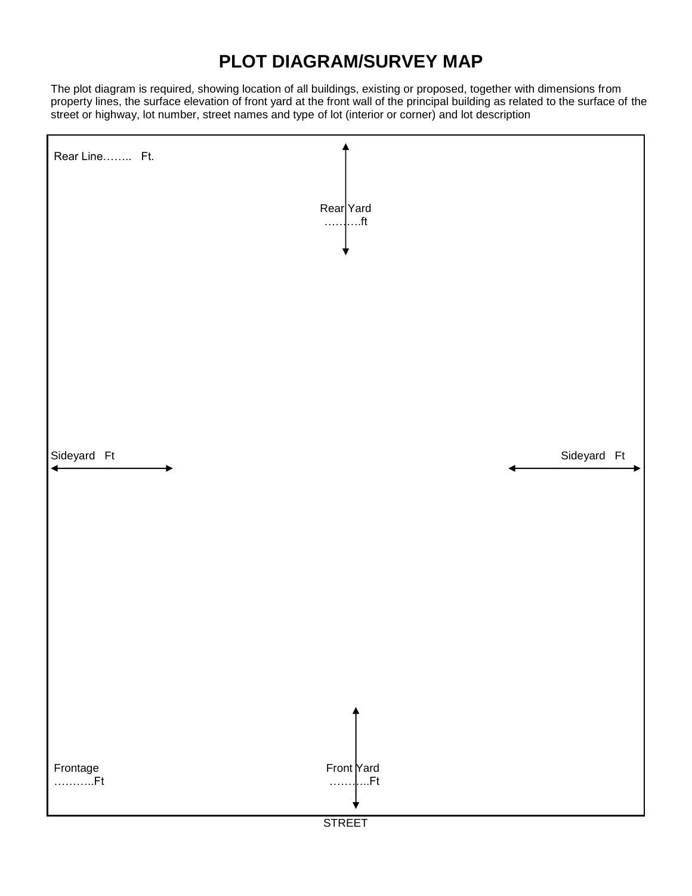# PLOT DIAGRAM/SURVEY MAP

The plot diagram is required, showing location of all buildings, existing or proposed, together with dimensions from property lines, the surface elevation of front yard at the front wall of the principal building as related to the surface of the street or highway, lot number, street names and type of lot (interior or corner) and lot description

Rear Line…….. Ft.

Rear Yard
……….ft

Sideyard Ft

Sideyard Ft

Frontage
………..Ft

Front Yard
………..Ft

STREET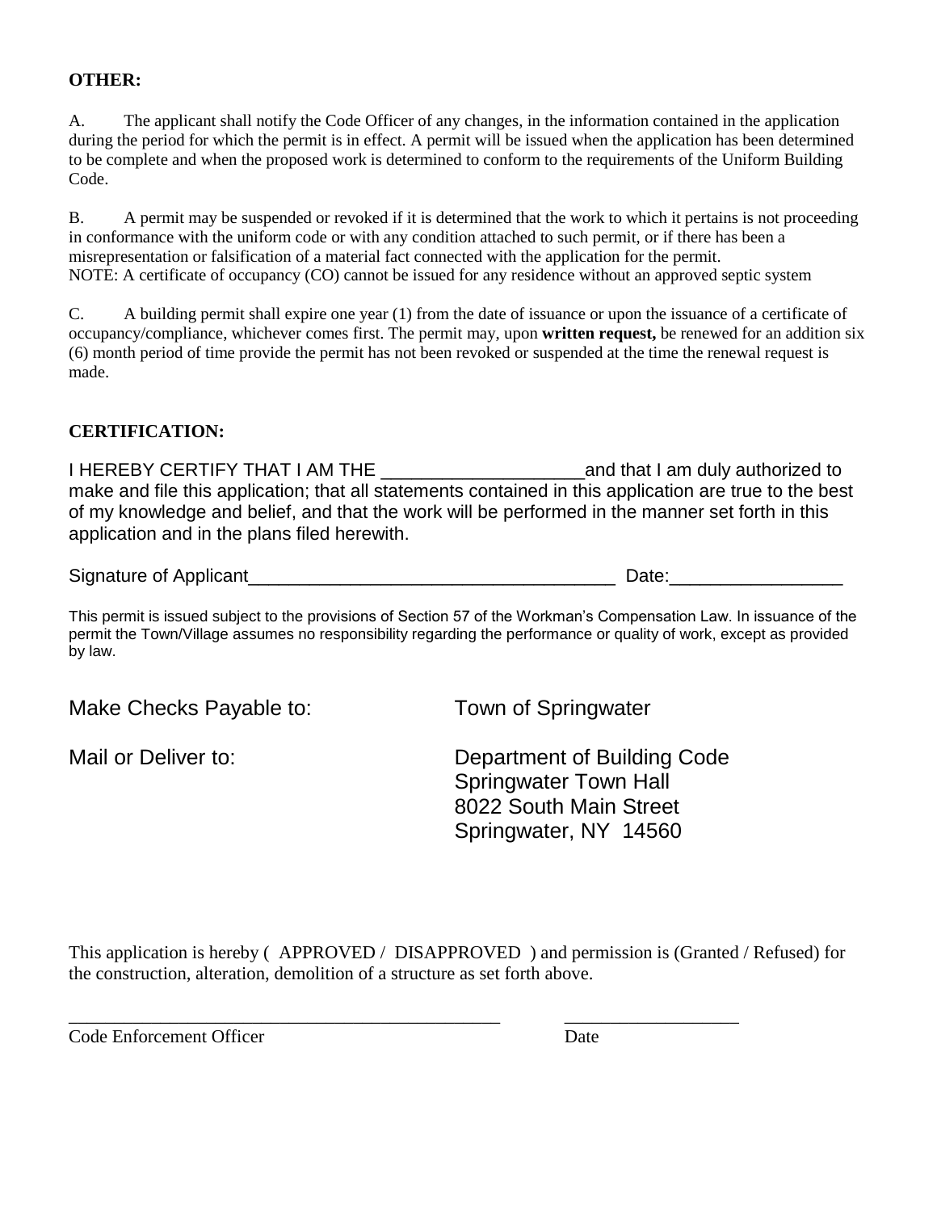**OTHER:**

A. The applicant shall notify the Code Officer of any changes, in the information contained in the application during the period for which the permit is in effect. A permit will be issued when the application has been determined to be complete and when the proposed work is determined to conform to the requirements of the Uniform Building Code.

B. A permit may be suspended or revoked if it is determined that the work to which it pertains is not proceeding in conformance with the uniform code or with any condition attached to such permit, or if there has been a misrepresentation or falsification of a material fact connected with the application for the permit.
NOTE: A certificate of occupancy (CO) cannot be issued for any residence without an approved septic system

C. A building permit shall expire one year (1) from the date of issuance or upon the issuance of a certificate of occupancy/compliance, whichever comes first. The permit may, upon **written request,** be renewed for an addition six (6) month period of time provide the permit has not been revoked or suspended at the time the renewal request is made.

**CERTIFICATION:**

I HEREBY CERTIFY THAT I AM THE ____________________and that I am duly authorized to make and file this application; that all statements contained in this application are true to the best of my knowledge and belief, and that the work will be performed in the manner set forth in this application and in the plans filed herewith.

Signature of Applicant____________________________________ Date:_________________

This permit is issued subject to the provisions of Section 57 of the Workman's Compensation Law. In issuance of the permit the Town/Village assumes no responsibility regarding the performance or quality of work, except as provided by law.

Make Checks Payable to: Town of Springwater

Mail or Deliver to:
Department of Building Code
Springwater Town Hall
8022 South Main Street
Springwater, NY 14560

This application is hereby ( APPROVED / DISAPPROVED ) and permission is (Granted / Refused) for the construction, alteration, demolition of a structure as set forth above.

_________________________________________________ ___________________

Code Enforcement Officer Date